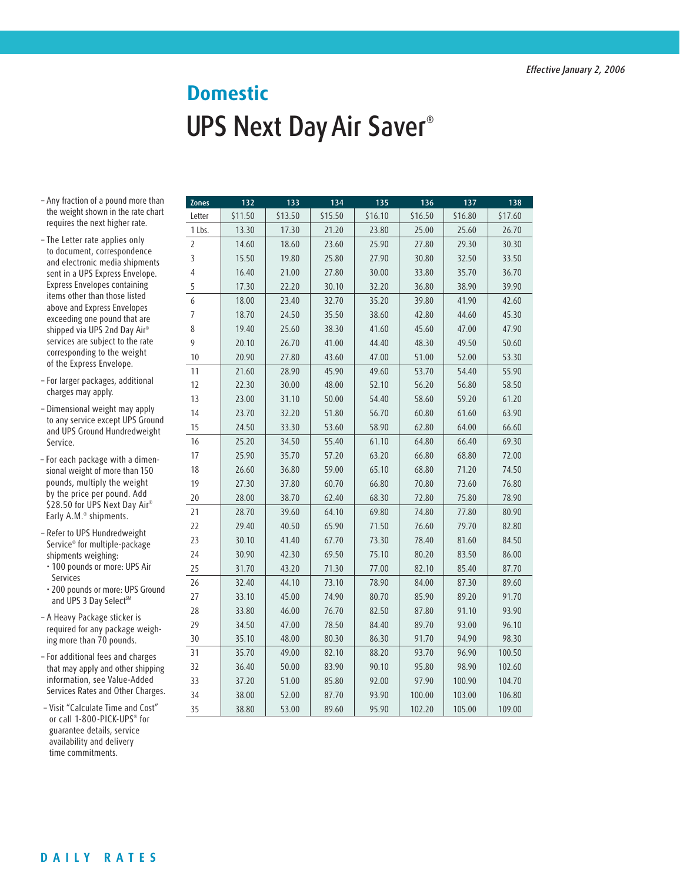*Effective January 2, 2006*

## Domestic

# UPS Next Day Air Saver®

- Any fraction of a pound more than the weight shown in the rate chart requires the next higher rate.
- The Letter rate applies only to document, correspondence and electronic media shipments sent in a UPS Express Envelope. Express Envelopes containing items other than those listed above and Express Envelopes exceeding one pound that are shipped via UPS 2nd Day Air® services are subject to the rate corresponding to the weight of the Express Envelope.
- For larger packages, additional charges may apply.
- Dimensional weight may apply to any service except UPS Ground and UPS Ground Hundredweight Service.
- For each package with a dimensional weight of more than 150 pounds, multiply the weight by the price per pound. Add $28.50 for UPS Next Day Air® Early A.M.® shipments.
- Refer to UPS Hundredweight Service® for multiple-package shipments weighing:
  - 100 pounds or more: UPS Air Services
  - 200 pounds or more: UPS Ground and UPS 3 Day Select℠
- A Heavy Package sticker is required for any package weighing more than 70 pounds.
- For additional fees and charges that may apply and other shipping information, see Value-Added Services Rates and Other Charges.
- Visit "Calculate Time and Cost" or call 1-800-PICK-UPS® for guarantee details, service availability and delivery time commitments.

| Zones | 132 | 133 | 134 | 135 | 136 | 137 | 138 |
|---|---|---|---|---|---|---|---|
| Letter | $11.50 | $13.50 | $15.50 | $16.10 | $16.50 | $16.80 | $17.60 |
| 1 Lbs. | 13.30 | 17.30 | 21.20 | 23.80 | 25.00 | 25.60 | 26.70 |
| 2 | 14.60 | 18.60 | 23.60 | 25.90 | 27.80 | 29.30 | 30.30 |
| 3 | 15.50 | 19.80 | 25.80 | 27.90 | 30.80 | 32.50 | 33.50 |
| 4 | 16.40 | 21.00 | 27.80 | 30.00 | 33.80 | 35.70 | 36.70 |
| 5 | 17.30 | 22.20 | 30.10 | 32.20 | 36.80 | 38.90 | 39.90 |
| 6 | 18.00 | 23.40 | 32.70 | 35.20 | 39.80 | 41.90 | 42.60 |
| 7 | 18.70 | 24.50 | 35.50 | 38.60 | 42.80 | 44.60 | 45.30 |
| 8 | 19.40 | 25.60 | 38.30 | 41.60 | 45.60 | 47.00 | 47.90 |
| 9 | 20.10 | 26.70 | 41.00 | 44.40 | 48.30 | 49.50 | 50.60 |
| 10 | 20.90 | 27.80 | 43.60 | 47.00 | 51.00 | 52.00 | 53.30 |
| 11 | 21.60 | 28.90 | 45.90 | 49.60 | 53.70 | 54.40 | 55.90 |
| 12 | 22.30 | 30.00 | 48.00 | 52.10 | 56.20 | 56.80 | 58.50 |
| 13 | 23.00 | 31.10 | 50.00 | 54.40 | 58.60 | 59.20 | 61.20 |
| 14 | 23.70 | 32.20 | 51.80 | 56.70 | 60.80 | 61.60 | 63.90 |
| 15 | 24.50 | 33.30 | 53.60 | 58.90 | 62.80 | 64.00 | 66.60 |
| 16 | 25.20 | 34.50 | 55.40 | 61.10 | 64.80 | 66.40 | 69.30 |
| 17 | 25.90 | 35.70 | 57.20 | 63.20 | 66.80 | 68.80 | 72.00 |
| 18 | 26.60 | 36.80 | 59.00 | 65.10 | 68.80 | 71.20 | 74.50 |
| 19 | 27.30 | 37.80 | 60.70 | 66.80 | 70.80 | 73.60 | 76.80 |
| 20 | 28.00 | 38.70 | 62.40 | 68.30 | 72.80 | 75.80 | 78.90 |
| 21 | 28.70 | 39.60 | 64.10 | 69.80 | 74.80 | 77.80 | 80.90 |
| 22 | 29.40 | 40.50 | 65.90 | 71.50 | 76.60 | 79.70 | 82.80 |
| 23 | 30.10 | 41.40 | 67.70 | 73.30 | 78.40 | 81.60 | 84.50 |
| 24 | 30.90 | 42.30 | 69.50 | 75.10 | 80.20 | 83.50 | 86.00 |
| 25 | 31.70 | 43.20 | 71.30 | 77.00 | 82.10 | 85.40 | 87.70 |
| 26 | 32.40 | 44.10 | 73.10 | 78.90 | 84.00 | 87.30 | 89.60 |
| 27 | 33.10 | 45.00 | 74.90 | 80.70 | 85.90 | 89.20 | 91.70 |
| 28 | 33.80 | 46.00 | 76.70 | 82.50 | 87.80 | 91.10 | 93.90 |
| 29 | 34.50 | 47.00 | 78.50 | 84.40 | 89.70 | 93.00 | 96.10 |
| 30 | 35.10 | 48.00 | 80.30 | 86.30 | 91.70 | 94.90 | 98.30 |
| 31 | 35.70 | 49.00 | 82.10 | 88.20 | 93.70 | 96.90 | 100.50 |
| 32 | 36.40 | 50.00 | 83.90 | 90.10 | 95.80 | 98.90 | 102.60 |
| 33 | 37.20 | 51.00 | 85.80 | 92.00 | 97.90 | 100.90 | 104.70 |
| 34 | 38.00 | 52.00 | 87.70 | 93.90 | 100.00 | 103.00 | 106.80 |
| 35 | 38.80 | 53.00 | 89.60 | 95.90 | 102.20 | 105.00 | 109.00 |

DAILY RATES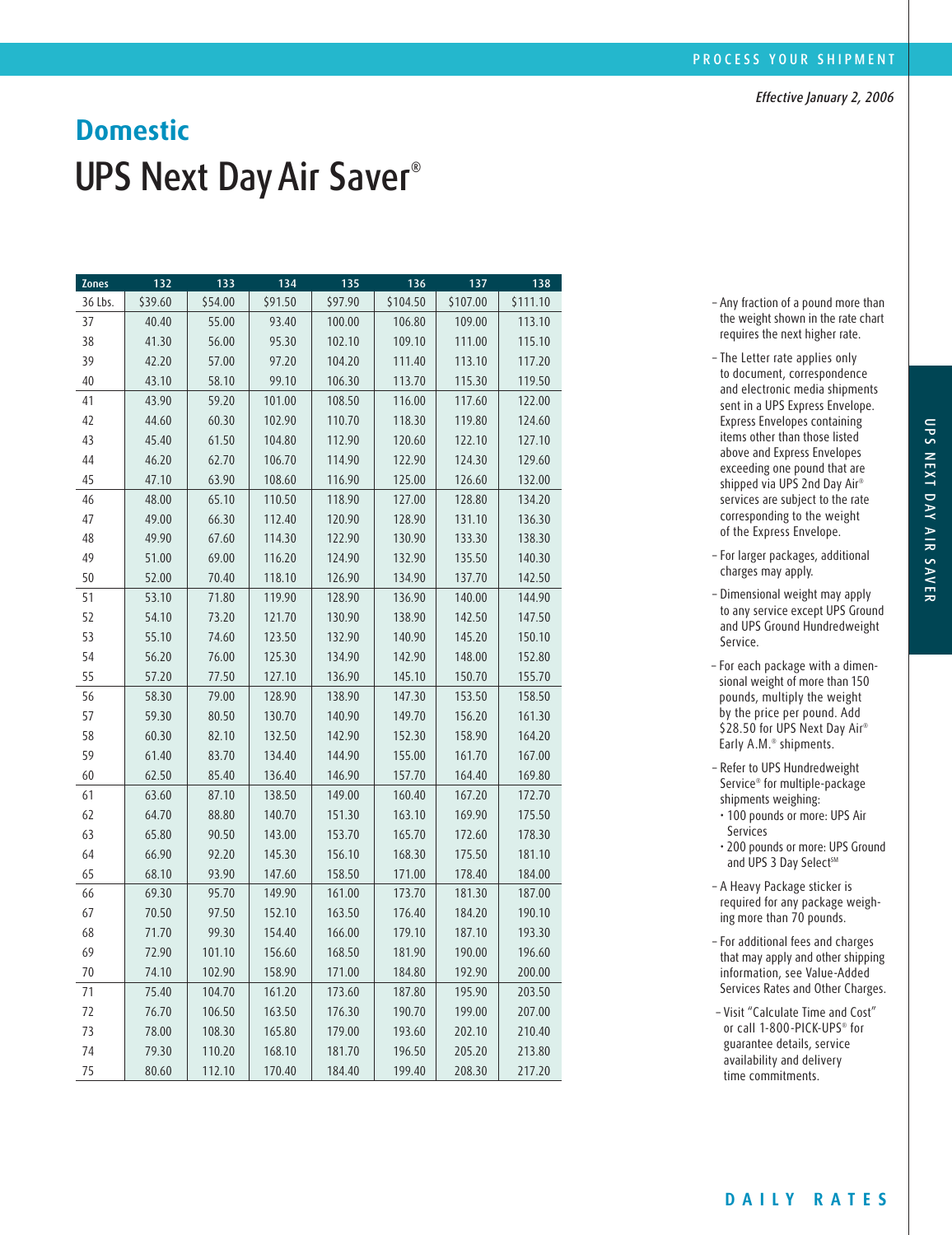*Effective January 2, 2006*

## Domestic

# UPS Next Day Air Saver®

| Zones | 132 | 133 | 134 | 135 | 136 | 137 | 138 |
|---|---|---|---|---|---|---|---|
| 36 Lbs. | $39.60 | $54.00 | $91.50 | $97.90 | $104.50 | $107.00 | $111.10 |
| 37 | 40.40 | 55.00 | 93.40 | 100.00 | 106.80 | 109.00 | 113.10 |
| 38 | 41.30 | 56.00 | 95.30 | 102.10 | 109.10 | 111.00 | 115.10 |
| 39 | 42.20 | 57.00 | 97.20 | 104.20 | 111.40 | 113.10 | 117.20 |
| 40 | 43.10 | 58.10 | 99.10 | 106.30 | 113.70 | 115.30 | 119.50 |
| 41 | 43.90 | 59.20 | 101.00 | 108.50 | 116.00 | 117.60 | 122.00 |
| 42 | 44.60 | 60.30 | 102.90 | 110.70 | 118.30 | 119.80 | 124.60 |
| 43 | 45.40 | 61.50 | 104.80 | 112.90 | 120.60 | 122.10 | 127.10 |
| 44 | 46.20 | 62.70 | 106.70 | 114.90 | 122.90 | 124.30 | 129.60 |
| 45 | 47.10 | 63.90 | 108.60 | 116.90 | 125.00 | 126.60 | 132.00 |
| 46 | 48.00 | 65.10 | 110.50 | 118.90 | 127.00 | 128.80 | 134.20 |
| 47 | 49.00 | 66.30 | 112.40 | 120.90 | 128.90 | 131.10 | 136.30 |
| 48 | 49.90 | 67.60 | 114.30 | 122.90 | 130.90 | 133.30 | 138.30 |
| 49 | 51.00 | 69.00 | 116.20 | 124.90 | 132.90 | 135.50 | 140.30 |
| 50 | 52.00 | 70.40 | 118.10 | 126.90 | 134.90 | 137.70 | 142.50 |
| 51 | 53.10 | 71.80 | 119.90 | 128.90 | 136.90 | 140.00 | 144.90 |
| 52 | 54.10 | 73.20 | 121.70 | 130.90 | 138.90 | 142.50 | 147.50 |
| 53 | 55.10 | 74.60 | 123.50 | 132.90 | 140.90 | 145.20 | 150.10 |
| 54 | 56.20 | 76.00 | 125.30 | 134.90 | 142.90 | 148.00 | 152.80 |
| 55 | 57.20 | 77.50 | 127.10 | 136.90 | 145.10 | 150.70 | 155.70 |
| 56 | 58.30 | 79.00 | 128.90 | 138.90 | 147.30 | 153.50 | 158.50 |
| 57 | 59.30 | 80.50 | 130.70 | 140.90 | 149.70 | 156.20 | 161.30 |
| 58 | 60.30 | 82.10 | 132.50 | 142.90 | 152.30 | 158.90 | 164.20 |
| 59 | 61.40 | 83.70 | 134.40 | 144.90 | 155.00 | 161.70 | 167.00 |
| 60 | 62.50 | 85.40 | 136.40 | 146.90 | 157.70 | 164.40 | 169.80 |
| 61 | 63.60 | 87.10 | 138.50 | 149.00 | 160.40 | 167.20 | 172.70 |
| 62 | 64.70 | 88.80 | 140.70 | 151.30 | 163.10 | 169.90 | 175.50 |
| 63 | 65.80 | 90.50 | 143.00 | 153.70 | 165.70 | 172.60 | 178.30 |
| 64 | 66.90 | 92.20 | 145.30 | 156.10 | 168.30 | 175.50 | 181.10 |
| 65 | 68.10 | 93.90 | 147.60 | 158.50 | 171.00 | 178.40 | 184.00 |
| 66 | 69.30 | 95.70 | 149.90 | 161.00 | 173.70 | 181.30 | 187.00 |
| 67 | 70.50 | 97.50 | 152.10 | 163.50 | 176.40 | 184.20 | 190.10 |
| 68 | 71.70 | 99.30 | 154.40 | 166.00 | 179.10 | 187.10 | 193.30 |
| 69 | 72.90 | 101.10 | 156.60 | 168.50 | 181.90 | 190.00 | 196.60 |
| 70 | 74.10 | 102.90 | 158.90 | 171.00 | 184.80 | 192.90 | 200.00 |
| 71 | 75.40 | 104.70 | 161.20 | 173.60 | 187.80 | 195.90 | 203.50 |
| 72 | 76.70 | 106.50 | 163.50 | 176.30 | 190.70 | 199.00 | 207.00 |
| 73 | 78.00 | 108.30 | 165.80 | 179.00 | 193.60 | 202.10 | 210.40 |
| 74 | 79.30 | 110.20 | 168.10 | 181.70 | 196.50 | 205.20 | 213.80 |
| 75 | 80.60 | 112.10 | 170.40 | 184.40 | 199.40 | 208.30 | 217.20 |

- Any fraction of a pound more than the weight shown in the rate chart requires the next higher rate.
- The Letter rate applies only to document, correspondence and electronic media shipments sent in a UPS Express Envelope. Express Envelopes containing items other than those listed above and Express Envelopes exceeding one pound that are shipped via UPS 2nd Day Air® services are subject to the rate corresponding to the weight of the Express Envelope.
- For larger packages, additional charges may apply.
- Dimensional weight may apply to any service except UPS Ground and UPS Ground Hundredweight Service.
- For each package with a dimensional weight of more than 150 pounds, multiply the weight by the price per pound. Add $28.50 for UPS Next Day Air® Early A.M.® shipments.
- Refer to UPS Hundredweight Service® for multiple-package shipments weighing:
  - 100 pounds or more: UPS Air Services
  - 200 pounds or more: UPS Ground and UPS 3 Day Select℠
- A Heavy Package sticker is required for any package weighing more than 70 pounds.
- For additional fees and charges that may apply and other shipping information, see Value-Added Services Rates and Other Charges.
- Visit "Calculate Time and Cost" or call 1-800-PICK-UPS® for guarantee details, service availability and delivery time commitments.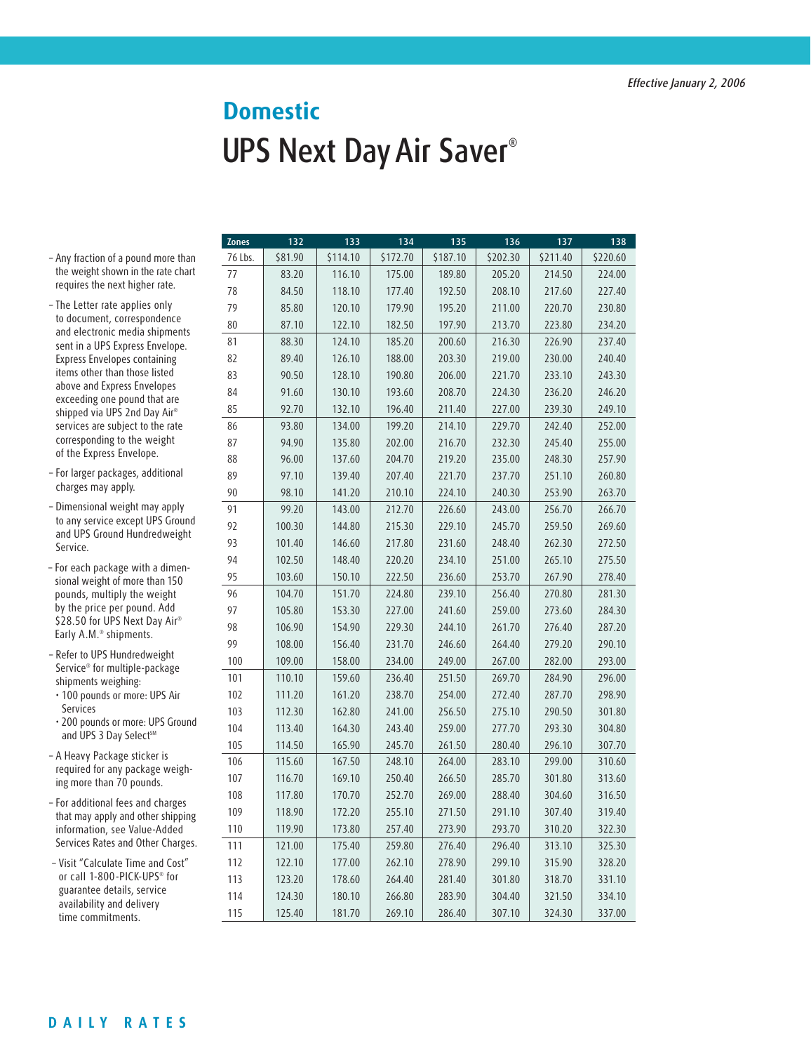*Effective January 2, 2006*

## Domestic

# UPS Next Day Air Saver®

- Any fraction of a pound more than the weight shown in the rate chart requires the next higher rate.
- The Letter rate applies only to document, correspondence and electronic media shipments sent in a UPS Express Envelope. Express Envelopes containing items other than those listed above and Express Envelopes exceeding one pound that are shipped via UPS 2nd Day Air® services are subject to the rate corresponding to the weight of the Express Envelope.
- For larger packages, additional charges may apply.
- Dimensional weight may apply to any service except UPS Ground and UPS Ground Hundredweight Service.
- For each package with a dimensional weight of more than 150 pounds, multiply the weight by the price per pound. Add $28.50 for UPS Next Day Air® Early A.M.® shipments.
- Refer to UPS Hundredweight Service® for multiple-package shipments weighing:
  - 100 pounds or more: UPS Air Services
  - 200 pounds or more: UPS Ground and UPS 3 Day Select℠
- A Heavy Package sticker is required for any package weighing more than 70 pounds.
- For additional fees and charges that may apply and other shipping information, see Value-Added Services Rates and Other Charges.
- Visit "Calculate Time and Cost" or call 1-800-PICK-UPS® for guarantee details, service availability and delivery time commitments.

| Zones | 132 | 133 | 134 | 135 | 136 | 137 | 138 |
|---|---|---|---|---|---|---|---|
| 76 Lbs. | $81.90 | $114.10 | $172.70 | $187.10 | $202.30 | $211.40 | $220.60 |
| 77 | 83.20 | 116.10 | 175.00 | 189.80 | 205.20 | 214.50 | 224.00 |
| 78 | 84.50 | 118.10 | 177.40 | 192.50 | 208.10 | 217.60 | 227.40 |
| 79 | 85.80 | 120.10 | 179.90 | 195.20 | 211.00 | 220.70 | 230.80 |
| 80 | 87.10 | 122.10 | 182.50 | 197.90 | 213.70 | 223.80 | 234.20 |
| 81 | 88.30 | 124.10 | 185.20 | 200.60 | 216.30 | 226.90 | 237.40 |
| 82 | 89.40 | 126.10 | 188.00 | 203.30 | 219.00 | 230.00 | 240.40 |
| 83 | 90.50 | 128.10 | 190.80 | 206.00 | 221.70 | 233.10 | 243.30 |
| 84 | 91.60 | 130.10 | 193.60 | 208.70 | 224.30 | 236.20 | 246.20 |
| 85 | 92.70 | 132.10 | 196.40 | 211.40 | 227.00 | 239.30 | 249.10 |
| 86 | 93.80 | 134.00 | 199.20 | 214.10 | 229.70 | 242.40 | 252.00 |
| 87 | 94.90 | 135.80 | 202.00 | 216.70 | 232.30 | 245.40 | 255.00 |
| 88 | 96.00 | 137.60 | 204.70 | 219.20 | 235.00 | 248.30 | 257.90 |
| 89 | 97.10 | 139.40 | 207.40 | 221.70 | 237.70 | 251.10 | 260.80 |
| 90 | 98.10 | 141.20 | 210.10 | 224.10 | 240.30 | 253.90 | 263.70 |
| 91 | 99.20 | 143.00 | 212.70 | 226.60 | 243.00 | 256.70 | 266.70 |
| 92 | 100.30 | 144.80 | 215.30 | 229.10 | 245.70 | 259.50 | 269.60 |
| 93 | 101.40 | 146.60 | 217.80 | 231.60 | 248.40 | 262.30 | 272.50 |
| 94 | 102.50 | 148.40 | 220.20 | 234.10 | 251.00 | 265.10 | 275.50 |
| 95 | 103.60 | 150.10 | 222.50 | 236.60 | 253.70 | 267.90 | 278.40 |
| 96 | 104.70 | 151.70 | 224.80 | 239.10 | 256.40 | 270.80 | 281.30 |
| 97 | 105.80 | 153.30 | 227.00 | 241.60 | 259.00 | 273.60 | 284.30 |
| 98 | 106.90 | 154.90 | 229.30 | 244.10 | 261.70 | 276.40 | 287.20 |
| 99 | 108.00 | 156.40 | 231.70 | 246.60 | 264.40 | 279.20 | 290.10 |
| 100 | 109.00 | 158.00 | 234.00 | 249.00 | 267.00 | 282.00 | 293.00 |
| 101 | 110.10 | 159.60 | 236.40 | 251.50 | 269.70 | 284.90 | 296.00 |
| 102 | 111.20 | 161.20 | 238.70 | 254.00 | 272.40 | 287.70 | 298.90 |
| 103 | 112.30 | 162.80 | 241.00 | 256.50 | 275.10 | 290.50 | 301.80 |
| 104 | 113.40 | 164.30 | 243.40 | 259.00 | 277.70 | 293.30 | 304.80 |
| 105 | 114.50 | 165.90 | 245.70 | 261.50 | 280.40 | 296.10 | 307.70 |
| 106 | 115.60 | 167.50 | 248.10 | 264.00 | 283.10 | 299.00 | 310.60 |
| 107 | 116.70 | 169.10 | 250.40 | 266.50 | 285.70 | 301.80 | 313.60 |
| 108 | 117.80 | 170.70 | 252.70 | 269.00 | 288.40 | 304.60 | 316.50 |
| 109 | 118.90 | 172.20 | 255.10 | 271.50 | 291.10 | 307.40 | 319.40 |
| 110 | 119.90 | 173.80 | 257.40 | 273.90 | 293.70 | 310.20 | 322.30 |
| 111 | 121.00 | 175.40 | 259.80 | 276.40 | 296.40 | 313.10 | 325.30 |
| 112 | 122.10 | 177.00 | 262.10 | 278.90 | 299.10 | 315.90 | 328.20 |
| 113 | 123.20 | 178.60 | 264.40 | 281.40 | 301.80 | 318.70 | 331.10 |
| 114 | 124.30 | 180.10 | 266.80 | 283.90 | 304.40 | 321.50 | 334.10 |
| 115 | 125.40 | 181.70 | 269.10 | 286.40 | 307.10 | 324.30 | 337.00 |

DAILY RATES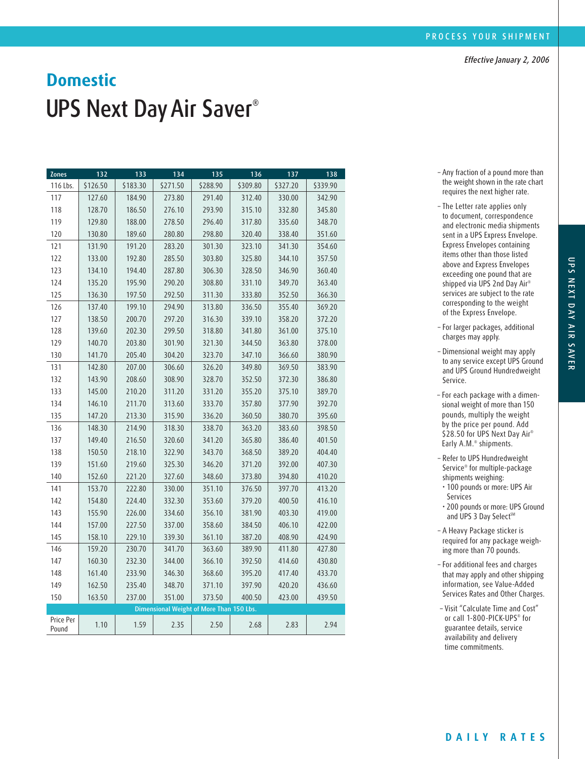*Effective January 2, 2006*

## Domestic

# UPS Next Day Air Saver®

| Zones | 132 | 133 | 134 | 135 | 136 | 137 | 138 |
|---|---|---|---|---|---|---|---|
| 116 Lbs. | $126.50 | $183.30 | $271.50 | $288.90 | $309.80 | $327.20 | $339.90 |
| 117 | 127.60 | 184.90 | 273.80 | 291.40 | 312.40 | 330.00 | 342.90 |
| 118 | 128.70 | 186.50 | 276.10 | 293.90 | 315.10 | 332.80 | 345.80 |
| 119 | 129.80 | 188.00 | 278.50 | 296.40 | 317.80 | 335.60 | 348.70 |
| 120 | 130.80 | 189.60 | 280.80 | 298.80 | 320.40 | 338.40 | 351.60 |
| 121 | 131.90 | 191.20 | 283.20 | 301.30 | 323.10 | 341.30 | 354.60 |
| 122 | 133.00 | 192.80 | 285.50 | 303.80 | 325.80 | 344.10 | 357.50 |
| 123 | 134.10 | 194.40 | 287.80 | 306.30 | 328.50 | 346.90 | 360.40 |
| 124 | 135.20 | 195.90 | 290.20 | 308.80 | 331.10 | 349.70 | 363.40 |
| 125 | 136.30 | 197.50 | 292.50 | 311.30 | 333.80 | 352.50 | 366.30 |
| 126 | 137.40 | 199.10 | 294.90 | 313.80 | 336.50 | 355.40 | 369.20 |
| 127 | 138.50 | 200.70 | 297.20 | 316.30 | 339.10 | 358.20 | 372.20 |
| 128 | 139.60 | 202.30 | 299.50 | 318.80 | 341.80 | 361.00 | 375.10 |
| 129 | 140.70 | 203.80 | 301.90 | 321.30 | 344.50 | 363.80 | 378.00 |
| 130 | 141.70 | 205.40 | 304.20 | 323.70 | 347.10 | 366.60 | 380.90 |
| 131 | 142.80 | 207.00 | 306.60 | 326.20 | 349.80 | 369.50 | 383.90 |
| 132 | 143.90 | 208.60 | 308.90 | 328.70 | 352.50 | 372.30 | 386.80 |
| 133 | 145.00 | 210.20 | 311.20 | 331.20 | 355.20 | 375.10 | 389.70 |
| 134 | 146.10 | 211.70 | 313.60 | 333.70 | 357.80 | 377.90 | 392.70 |
| 135 | 147.20 | 213.30 | 315.90 | 336.20 | 360.50 | 380.70 | 395.60 |
| 136 | 148.30 | 214.90 | 318.30 | 338.70 | 363.20 | 383.60 | 398.50 |
| 137 | 149.40 | 216.50 | 320.60 | 341.20 | 365.80 | 386.40 | 401.50 |
| 138 | 150.50 | 218.10 | 322.90 | 343.70 | 368.50 | 389.20 | 404.40 |
| 139 | 151.60 | 219.60 | 325.30 | 346.20 | 371.20 | 392.00 | 407.30 |
| 140 | 152.60 | 221.20 | 327.60 | 348.60 | 373.80 | 394.80 | 410.20 |
| 141 | 153.70 | 222.80 | 330.00 | 351.10 | 376.50 | 397.70 | 413.20 |
| 142 | 154.80 | 224.40 | 332.30 | 353.60 | 379.20 | 400.50 | 416.10 |
| 143 | 155.90 | 226.00 | 334.60 | 356.10 | 381.90 | 403.30 | 419.00 |
| 144 | 157.00 | 227.50 | 337.00 | 358.60 | 384.50 | 406.10 | 422.00 |
| 145 | 158.10 | 229.10 | 339.30 | 361.10 | 387.20 | 408.90 | 424.90 |
| 146 | 159.20 | 230.70 | 341.70 | 363.60 | 389.90 | 411.80 | 427.80 |
| 147 | 160.30 | 232.30 | 344.00 | 366.10 | 392.50 | 414.60 | 430.80 |
| 148 | 161.40 | 233.90 | 346.30 | 368.60 | 395.20 | 417.40 | 433.70 |
| 149 | 162.50 | 235.40 | 348.70 | 371.10 | 397.90 | 420.20 | 436.60 |
| 150 | 163.50 | 237.00 | 351.00 | 373.50 | 400.50 | 423.00 | 439.50 |
| **Dimensional Weight of More Than 150 Lbs.** | | | | | | | |
| Price Per Pound | 1.10 | 1.59 | 2.35 | 2.50 | 2.68 | 2.83 | 2.94 |

- Any fraction of a pound more than the weight shown in the rate chart requires the next higher rate.
- The Letter rate applies only to document, correspondence and electronic media shipments sent in a UPS Express Envelope. Express Envelopes containing items other than those listed above and Express Envelopes exceeding one pound that are shipped via UPS 2nd Day Air® services are subject to the rate corresponding to the weight of the Express Envelope.
- For larger packages, additional charges may apply.
- Dimensional weight may apply to any service except UPS Ground and UPS Ground Hundredweight Service.
- For each package with a dimensional weight of more than 150 pounds, multiply the weight by the price per pound. Add $28.50 for UPS Next Day Air® Early A.M.® shipments.
- Refer to UPS Hundredweight Service® for multiple-package shipments weighing:
  - 100 pounds or more: UPS Air Services
  - 200 pounds or more: UPS Ground and UPS 3 Day Select℠
- A Heavy Package sticker is required for any package weighing more than 70 pounds.
- For additional fees and charges that may apply and other shipping information, see Value-Added Services Rates and Other Charges.
- Visit "Calculate Time and Cost" or call 1-800-PICK-UPS® for guarantee details, service availability and delivery time commitments.